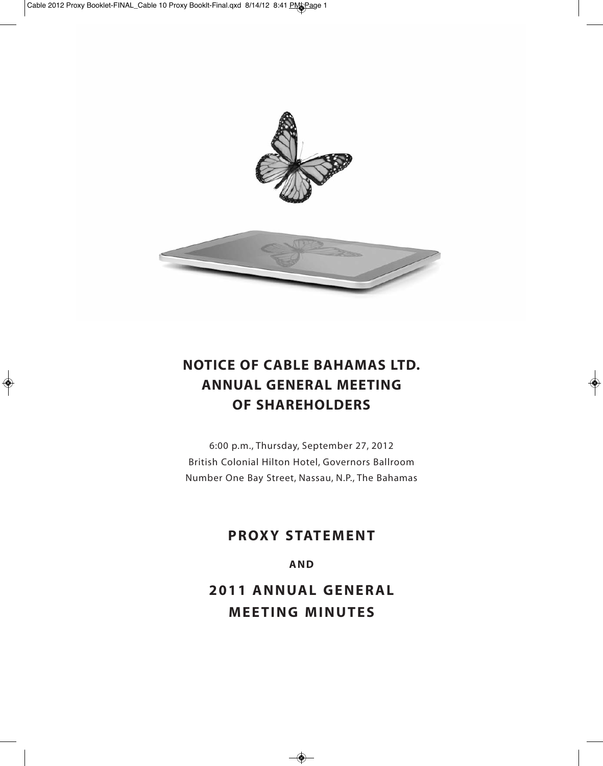# NOTICE OF CABLE BAHAMAS LTD. ANNUAL GENERAL MEETING OF SHAREHOLDERS

6:00 p.m., Thursday, September 27, 2012
British Colonial Hilton Hotel, Governors Ballroom
Number One Bay Street, Nassau, N.P., The Bahamas

## PROXY STATEMENT

**AND**

## 2011 ANNUAL GENERAL MEETING MINUTES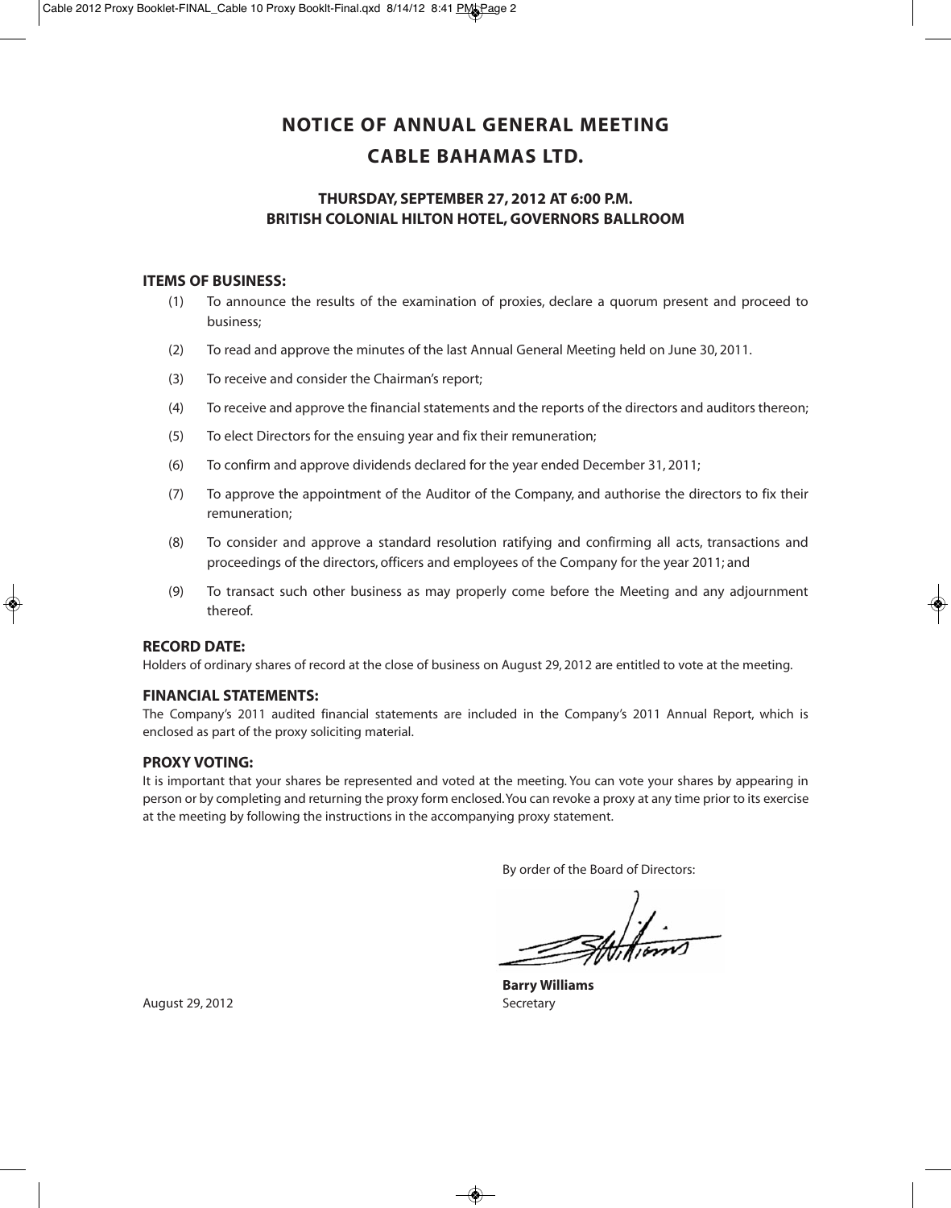# NOTICE OF ANNUAL GENERAL MEETING

# CABLE BAHAMAS LTD.

### THURSDAY, SEPTEMBER 27, 2012 AT 6:00 P.M.
### BRITISH COLONIAL HILTON HOTEL, GOVERNORS BALLROOM

**ITEMS OF BUSINESS:**

(1) To announce the results of the examination of proxies, declare a quorum present and proceed to business;

(2) To read and approve the minutes of the last Annual General Meeting held on June 30, 2011.

(3) To receive and consider the Chairman's report;

(4) To receive and approve the financial statements and the reports of the directors and auditors thereon;

(5) To elect Directors for the ensuing year and fix their remuneration;

(6) To confirm and approve dividends declared for the year ended December 31, 2011;

(7) To approve the appointment of the Auditor of the Company, and authorise the directors to fix their remuneration;

(8) To consider and approve a standard resolution ratifying and confirming all acts, transactions and proceedings of the directors, officers and employees of the Company for the year 2011; and

(9) To transact such other business as may properly come before the Meeting and any adjournment thereof.

**RECORD DATE:**

Holders of ordinary shares of record at the close of business on August 29, 2012 are entitled to vote at the meeting.

**FINANCIAL STATEMENTS:**

The Company's 2011 audited financial statements are included in the Company's 2011 Annual Report, which is enclosed as part of the proxy soliciting material.

**PROXY VOTING:**

It is important that your shares be represented and voted at the meeting. You can vote your shares by appearing in person or by completing and returning the proxy form enclosed. You can revoke a proxy at any time prior to its exercise at the meeting by following the instructions in the accompanying proxy statement.

By order of the Board of Directors:

**Barry Williams**
Secretary

August 29, 2012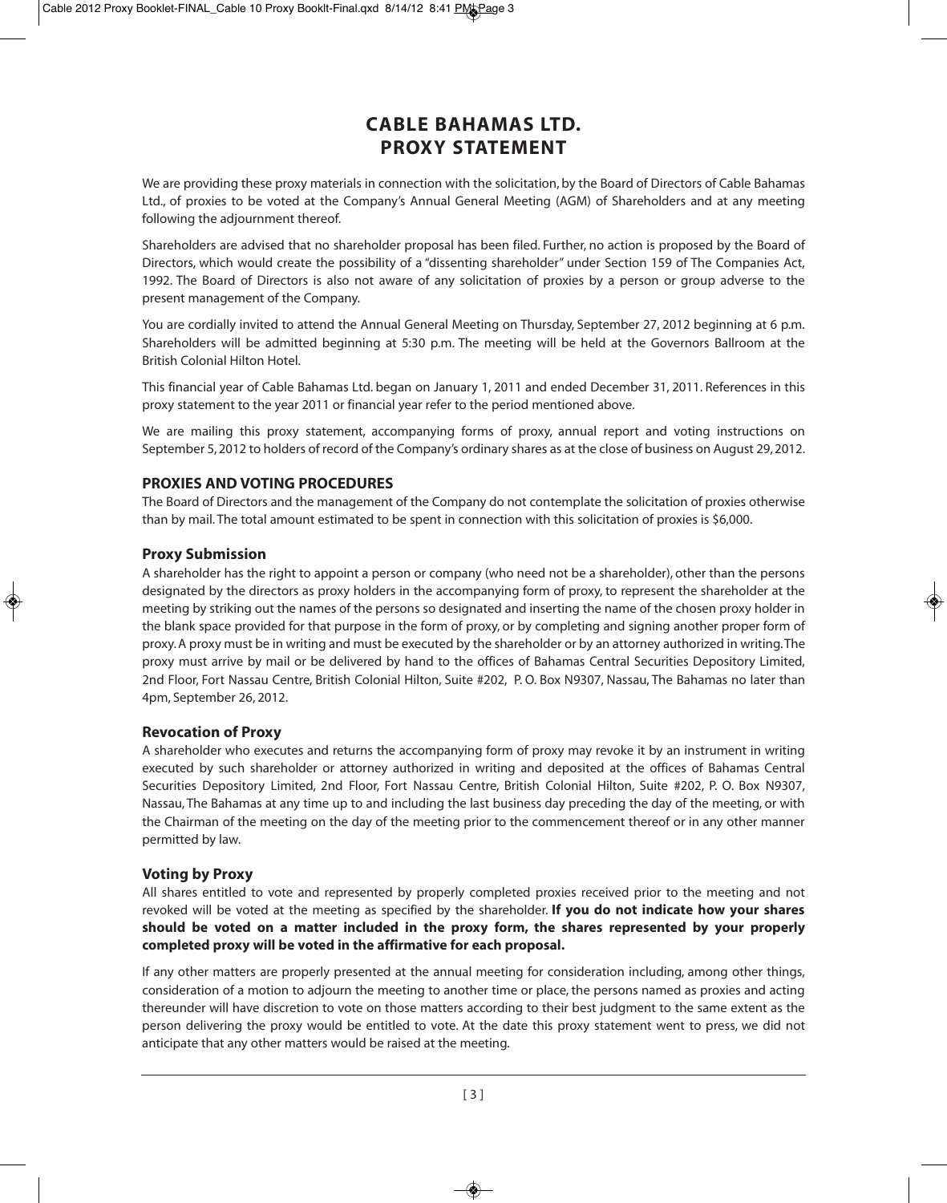# CABLE BAHAMAS LTD.
# PROXY STATEMENT

We are providing these proxy materials in connection with the solicitation, by the Board of Directors of Cable Bahamas Ltd., of proxies to be voted at the Company's Annual General Meeting (AGM) of Shareholders and at any meeting following the adjournment thereof.

Shareholders are advised that no shareholder proposal has been filed. Further, no action is proposed by the Board of Directors, which would create the possibility of a "dissenting shareholder" under Section 159 of The Companies Act, 1992. The Board of Directors is also not aware of any solicitation of proxies by a person or group adverse to the present management of the Company.

You are cordially invited to attend the Annual General Meeting on Thursday, September 27, 2012 beginning at 6 p.m. Shareholders will be admitted beginning at 5:30 p.m. The meeting will be held at the Governors Ballroom at the British Colonial Hilton Hotel.

This financial year of Cable Bahamas Ltd. began on January 1, 2011 and ended December 31, 2011. References in this proxy statement to the year 2011 or financial year refer to the period mentioned above.

We are mailing this proxy statement, accompanying forms of proxy, annual report and voting instructions on September 5, 2012 to holders of record of the Company's ordinary shares as at the close of business on August 29, 2012.

## PROXIES AND VOTING PROCEDURES

The Board of Directors and the management of the Company do not contemplate the solicitation of proxies otherwise than by mail. The total amount estimated to be spent in connection with this solicitation of proxies is $6,000.

### Proxy Submission

A shareholder has the right to appoint a person or company (who need not be a shareholder), other than the persons designated by the directors as proxy holders in the accompanying form of proxy, to represent the shareholder at the meeting by striking out the names of the persons so designated and inserting the name of the chosen proxy holder in the blank space provided for that purpose in the form of proxy, or by completing and signing another proper form of proxy. A proxy must be in writing and must be executed by the shareholder or by an attorney authorized in writing. The proxy must arrive by mail or be delivered by hand to the offices of Bahamas Central Securities Depository Limited, 2nd Floor, Fort Nassau Centre, British Colonial Hilton, Suite #202, P. O. Box N9307, Nassau, The Bahamas no later than 4pm, September 26, 2012.

### Revocation of Proxy

A shareholder who executes and returns the accompanying form of proxy may revoke it by an instrument in writing executed by such shareholder or attorney authorized in writing and deposited at the offices of Bahamas Central Securities Depository Limited, 2nd Floor, Fort Nassau Centre, British Colonial Hilton, Suite #202, P. O. Box N9307, Nassau, The Bahamas at any time up to and including the last business day preceding the day of the meeting, or with the Chairman of the meeting on the day of the meeting prior to the commencement thereof or in any other manner permitted by law.

### Voting by Proxy

All shares entitled to vote and represented by properly completed proxies received prior to the meeting and not revoked will be voted at the meeting as specified by the shareholder. **If you do not indicate how your shares should be voted on a matter included in the proxy form, the shares represented by your properly completed proxy will be voted in the affirmative for each proposal.**

If any other matters are properly presented at the annual meeting for consideration including, among other things, consideration of a motion to adjourn the meeting to another time or place, the persons named as proxies and acting thereunder will have discretion to vote on those matters according to their best judgment to the same extent as the person delivering the proxy would be entitled to vote. At the date this proxy statement went to press, we did not anticipate that any other matters would be raised at the meeting.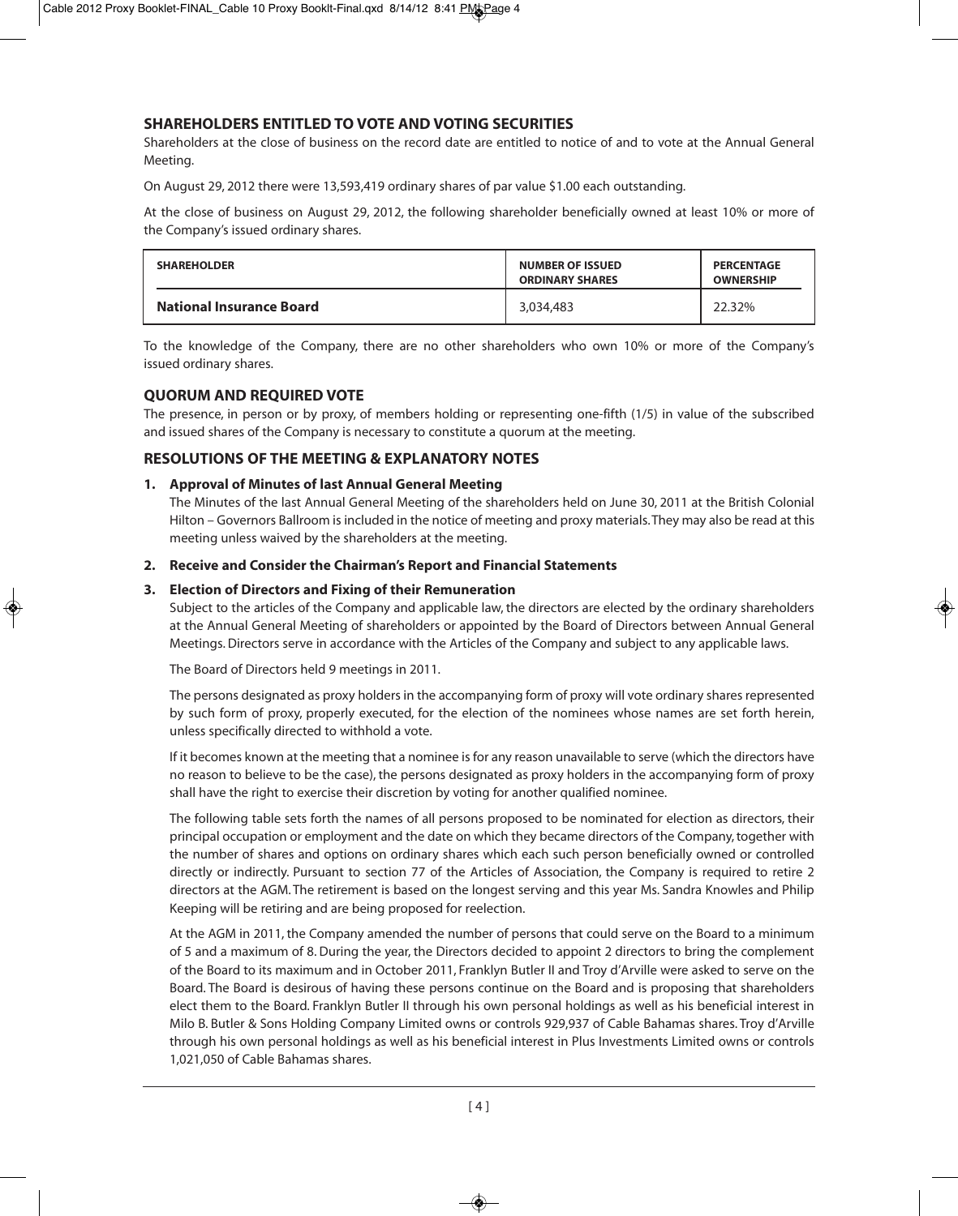## SHAREHOLDERS ENTITLED TO VOTE AND VOTING SECURITIES

Shareholders at the close of business on the record date are entitled to notice of and to vote at the Annual General Meeting.

On August 29, 2012 there were 13,593,419 ordinary shares of par value $1.00 each outstanding.

At the close of business on August 29, 2012, the following shareholder beneficially owned at least 10% or more of the Company's issued ordinary shares.

| SHAREHOLDER | NUMBER OF ISSUED ORDINARY SHARES | PERCENTAGE OWNERSHIP |
|---|---|---|
| **National Insurance Board** | 3,034,483 | 22.32% |

To the knowledge of the Company, there are no other shareholders who own 10% or more of the Company's issued ordinary shares.

## QUORUM AND REQUIRED VOTE

The presence, in person or by proxy, of members holding or representing one-fifth (1/5) in value of the subscribed and issued shares of the Company is necessary to constitute a quorum at the meeting.

## RESOLUTIONS OF THE MEETING & EXPLANATORY NOTES

1. **Approval of Minutes of last Annual General Meeting**

   The Minutes of the last Annual General Meeting of the shareholders held on June 30, 2011 at the British Colonial Hilton – Governors Ballroom is included in the notice of meeting and proxy materials. They may also be read at this meeting unless waived by the shareholders at the meeting.

2. **Receive and Consider the Chairman's Report and Financial Statements**

3. **Election of Directors and Fixing of their Remuneration**

   Subject to the articles of the Company and applicable law, the directors are elected by the ordinary shareholders at the Annual General Meeting of shareholders or appointed by the Board of Directors between Annual General Meetings. Directors serve in accordance with the Articles of the Company and subject to any applicable laws.

   The Board of Directors held 9 meetings in 2011.

   The persons designated as proxy holders in the accompanying form of proxy will vote ordinary shares represented by such form of proxy, properly executed, for the election of the nominees whose names are set forth herein, unless specifically directed to withhold a vote.

   If it becomes known at the meeting that a nominee is for any reason unavailable to serve (which the directors have no reason to believe to be the case), the persons designated as proxy holders in the accompanying form of proxy shall have the right to exercise their discretion by voting for another qualified nominee.

   The following table sets forth the names of all persons proposed to be nominated for election as directors, their principal occupation or employment and the date on which they became directors of the Company, together with the number of shares and options on ordinary shares which each such person beneficially owned or controlled directly or indirectly. Pursuant to section 77 of the Articles of Association, the Company is required to retire 2 directors at the AGM. The retirement is based on the longest serving and this year Ms. Sandra Knowles and Philip Keeping will be retiring and are being proposed for reelection.

   At the AGM in 2011, the Company amended the number of persons that could serve on the Board to a minimum of 5 and a maximum of 8. During the year, the Directors decided to appoint 2 directors to bring the complement of the Board to its maximum and in October 2011, Franklyn Butler II and Troy d'Arville were asked to serve on the Board. The Board is desirous of having these persons continue on the Board and is proposing that shareholders elect them to the Board. Franklyn Butler II through his own personal holdings as well as his beneficial interest in Milo B. Butler & Sons Holding Company Limited owns or controls 929,937 of Cable Bahamas shares. Troy d'Arville through his own personal holdings as well as his beneficial interest in Plus Investments Limited owns or controls 1,021,050 of Cable Bahamas shares.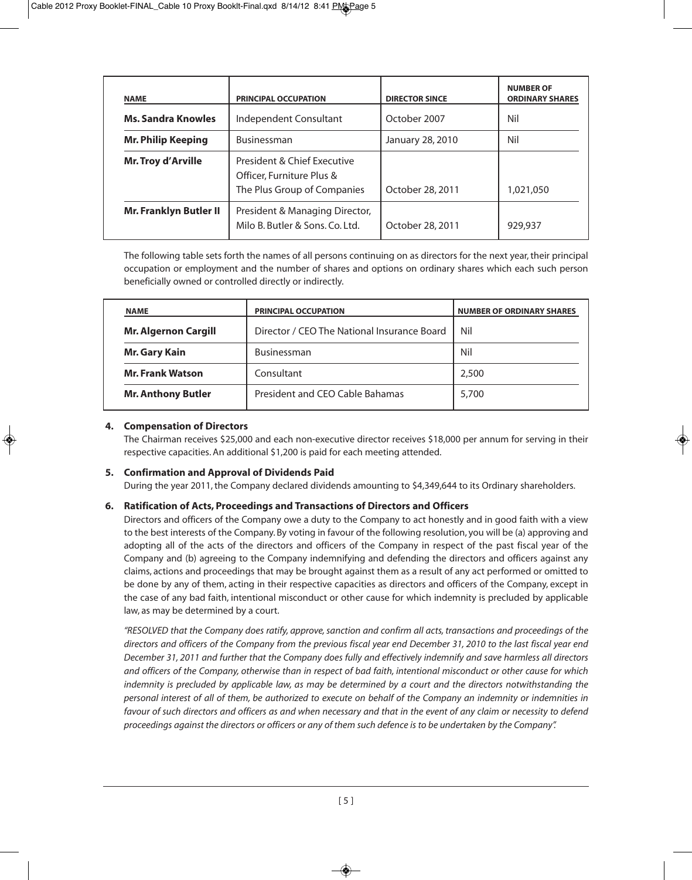| NAME | PRINCIPAL OCCUPATION | DIRECTOR SINCE | NUMBER OF ORDINARY SHARES |
|---|---|---|---|
| **Ms. Sandra Knowles** | Independent Consultant | October 2007 | Nil |
| **Mr. Philip Keeping** | Businessman | January 28, 2010 | Nil |
| **Mr. Troy d'Arville** | President & Chief Executive Officer, Furniture Plus & The Plus Group of Companies | October 28, 2011 | 1,021,050 |
| **Mr. Franklyn Butler II** | President & Managing Director, Milo B. Butler & Sons. Co. Ltd. | October 28, 2011 | 929,937 |

The following table sets forth the names of all persons continuing on as directors for the next year, their principal occupation or employment and the number of shares and options on ordinary shares which each such person beneficially owned or controlled directly or indirectly.

| NAME | PRINCIPAL OCCUPATION | NUMBER OF ORDINARY SHARES |
|---|---|---|
| **Mr. Algernon Cargill** | Director / CEO The National Insurance Board | Nil |
| **Mr. Gary Kain** | Businessman | Nil |
| **Mr. Frank Watson** | Consultant | 2,500 |
| **Mr. Anthony Butler** | President and CEO Cable Bahamas | 5,700 |

### 4. Compensation of Directors

The Chairman receives $25,000 and each non-executive director receives $18,000 per annum for serving in their respective capacities. An additional $1,200 is paid for each meeting attended.

### 5. Confirmation and Approval of Dividends Paid

During the year 2011, the Company declared dividends amounting to $4,349,644 to its Ordinary shareholders.

### 6. Ratification of Acts, Proceedings and Transactions of Directors and Officers

Directors and officers of the Company owe a duty to the Company to act honestly and in good faith with a view to the best interests of the Company. By voting in favour of the following resolution, you will be (a) approving and adopting all of the acts of the directors and officers of the Company in respect of the past fiscal year of the Company and (b) agreeing to the Company indemnifying and defending the directors and officers against any claims, actions and proceedings that may be brought against them as a result of any act performed or omitted to be done by any of them, acting in their respective capacities as directors and officers of the Company, except in the case of any bad faith, intentional misconduct or other cause for which indemnity is precluded by applicable law, as may be determined by a court.

*"RESOLVED that the Company does ratify, approve, sanction and confirm all acts, transactions and proceedings of the directors and officers of the Company from the previous fiscal year end December 31, 2010 to the last fiscal year end December 31, 2011 and further that the Company does fully and effectively indemnify and save harmless all directors and officers of the Company, otherwise than in respect of bad faith, intentional misconduct or other cause for which indemnity is precluded by applicable law, as may be determined by a court and the directors notwithstanding the personal interest of all of them, be authorized to execute on behalf of the Company an indemnity or indemnities in favour of such directors and officers as and when necessary and that in the event of any claim or necessity to defend proceedings against the directors or officers or any of them such defence is to be undertaken by the Company".*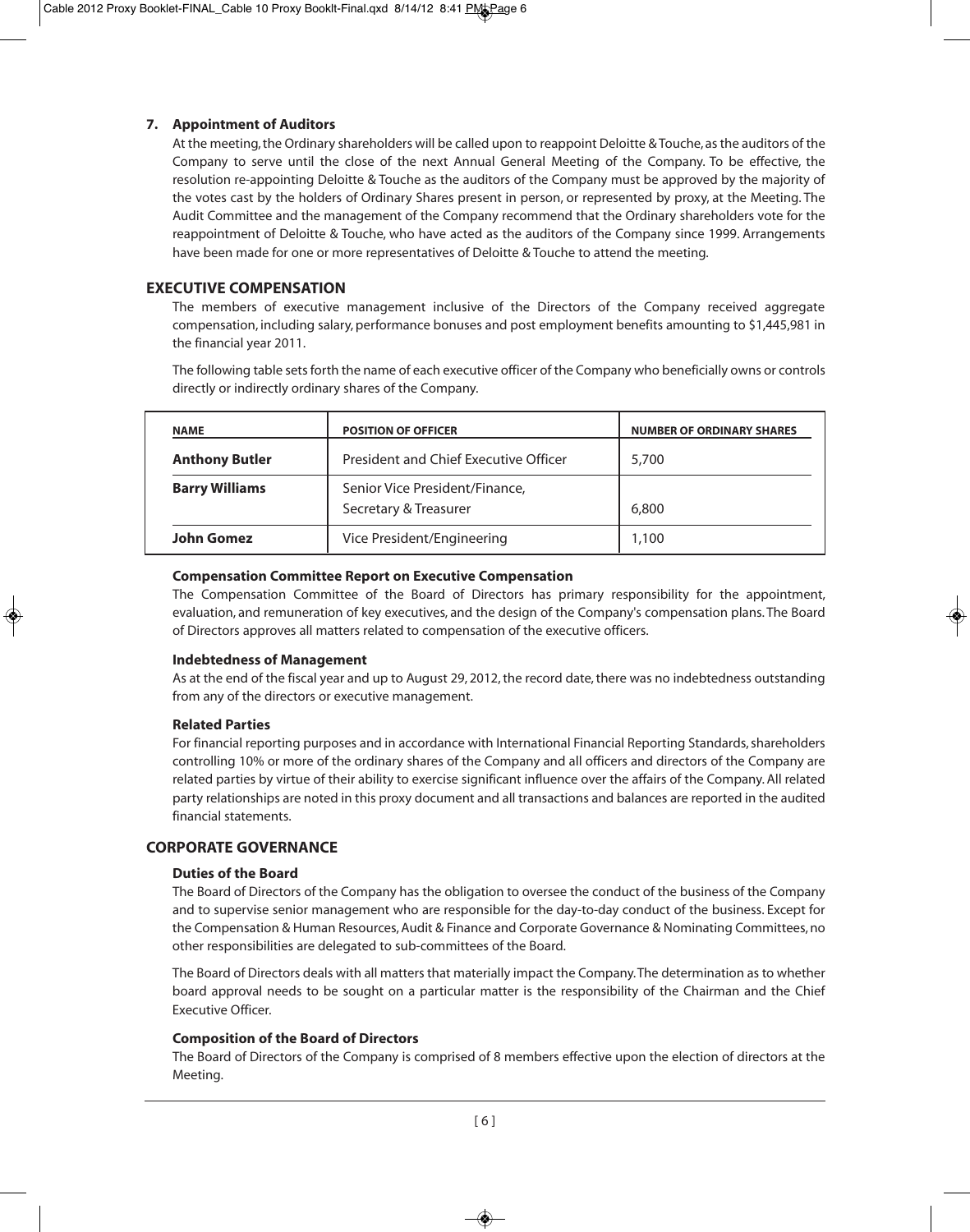**7. Appointment of Auditors**

At the meeting, the Ordinary shareholders will be called upon to reappoint Deloitte & Touche, as the auditors of the Company to serve until the close of the next Annual General Meeting of the Company. To be effective, the resolution re-appointing Deloitte & Touche as the auditors of the Company must be approved by the majority of the votes cast by the holders of Ordinary Shares present in person, or represented by proxy, at the Meeting. The Audit Committee and the management of the Company recommend that the Ordinary shareholders vote for the reappointment of Deloitte & Touche, who have acted as the auditors of the Company since 1999. Arrangements have been made for one or more representatives of Deloitte & Touche to attend the meeting.

## EXECUTIVE COMPENSATION

The members of executive management inclusive of the Directors of the Company received aggregate compensation, including salary, performance bonuses and post employment benefits amounting to $1,445,981 in the financial year 2011.

The following table sets forth the name of each executive officer of the Company who beneficially owns or controls directly or indirectly ordinary shares of the Company.

| NAME | POSITION OF OFFICER | NUMBER OF ORDINARY SHARES |
|---|---|---|
| **Anthony Butler** | President and Chief Executive Officer | 5,700 |
| **Barry Williams** | Senior Vice President/Finance, Secretary & Treasurer | 6,800 |
| **John Gomez** | Vice President/Engineering | 1,100 |

### Compensation Committee Report on Executive Compensation

The Compensation Committee of the Board of Directors has primary responsibility for the appointment, evaluation, and remuneration of key executives, and the design of the Company's compensation plans. The Board of Directors approves all matters related to compensation of the executive officers.

### Indebtedness of Management

As at the end of the fiscal year and up to August 29, 2012, the record date, there was no indebtedness outstanding from any of the directors or executive management.

### Related Parties

For financial reporting purposes and in accordance with International Financial Reporting Standards, shareholders controlling 10% or more of the ordinary shares of the Company and all officers and directors of the Company are related parties by virtue of their ability to exercise significant influence over the affairs of the Company. All related party relationships are noted in this proxy document and all transactions and balances are reported in the audited financial statements.

## CORPORATE GOVERNANCE

### Duties of the Board

The Board of Directors of the Company has the obligation to oversee the conduct of the business of the Company and to supervise senior management who are responsible for the day-to-day conduct of the business. Except for the Compensation & Human Resources, Audit & Finance and Corporate Governance & Nominating Committees, no other responsibilities are delegated to sub-committees of the Board.

The Board of Directors deals with all matters that materially impact the Company. The determination as to whether board approval needs to be sought on a particular matter is the responsibility of the Chairman and the Chief Executive Officer.

### Composition of the Board of Directors

The Board of Directors of the Company is comprised of 8 members effective upon the election of directors at the Meeting.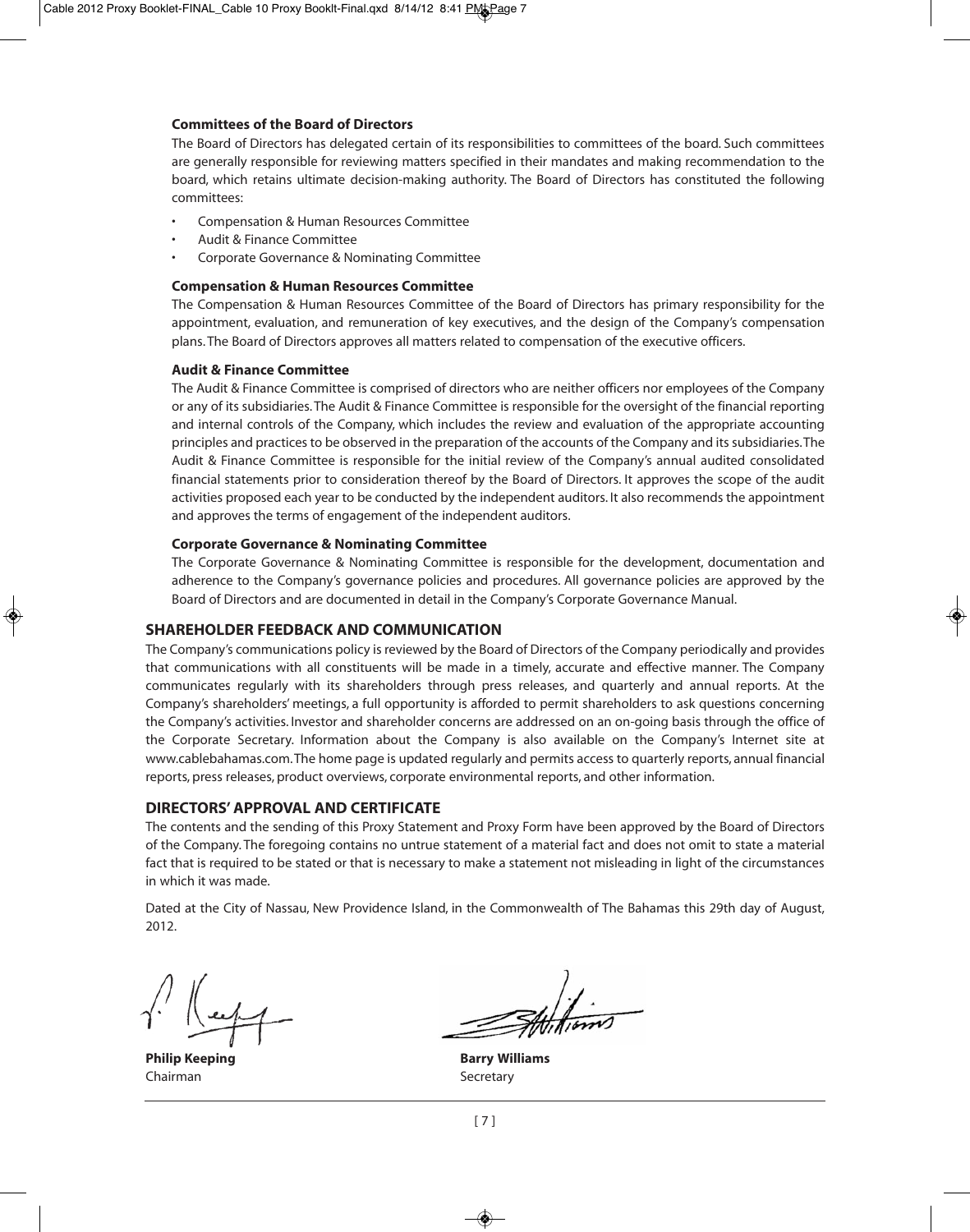### Committees of the Board of Directors

The Board of Directors has delegated certain of its responsibilities to committees of the board. Such committees are generally responsible for reviewing matters specified in their mandates and making recommendation to the board, which retains ultimate decision-making authority. The Board of Directors has constituted the following committees:

- Compensation & Human Resources Committee
- Audit & Finance Committee
- Corporate Governance & Nominating Committee

### Compensation & Human Resources Committee

The Compensation & Human Resources Committee of the Board of Directors has primary responsibility for the appointment, evaluation, and remuneration of key executives, and the design of the Company's compensation plans. The Board of Directors approves all matters related to compensation of the executive officers.

### Audit & Finance Committee

The Audit & Finance Committee is comprised of directors who are neither officers nor employees of the Company or any of its subsidiaries. The Audit & Finance Committee is responsible for the oversight of the financial reporting and internal controls of the Company, which includes the review and evaluation of the appropriate accounting principles and practices to be observed in the preparation of the accounts of the Company and its subsidiaries. The Audit & Finance Committee is responsible for the initial review of the Company's annual audited consolidated financial statements prior to consideration thereof by the Board of Directors. It approves the scope of the audit activities proposed each year to be conducted by the independent auditors. It also recommends the appointment and approves the terms of engagement of the independent auditors.

### Corporate Governance & Nominating Committee

The Corporate Governance & Nominating Committee is responsible for the development, documentation and adherence to the Company's governance policies and procedures. All governance policies are approved by the Board of Directors and are documented in detail in the Company's Corporate Governance Manual.

## SHAREHOLDER FEEDBACK AND COMMUNICATION

The Company's communications policy is reviewed by the Board of Directors of the Company periodically and provides that communications with all constituents will be made in a timely, accurate and effective manner. The Company communicates regularly with its shareholders through press releases, and quarterly and annual reports. At the Company's shareholders' meetings, a full opportunity is afforded to permit shareholders to ask questions concerning the Company's activities. Investor and shareholder concerns are addressed on an on-going basis through the office of the Corporate Secretary. Information about the Company is also available on the Company's Internet site at www.cablebahamas.com. The home page is updated regularly and permits access to quarterly reports, annual financial reports, press releases, product overviews, corporate environmental reports, and other information.

## DIRECTORS' APPROVAL AND CERTIFICATE

The contents and the sending of this Proxy Statement and Proxy Form have been approved by the Board of Directors of the Company. The foregoing contains no untrue statement of a material fact and does not omit to state a material fact that is required to be stated or that is necessary to make a statement not misleading in light of the circumstances in which it was made.

Dated at the City of Nassau, New Providence Island, in the Commonwealth of The Bahamas this 29th day of August, 2012.

**Philip Keeping**
Chairman

**Barry Williams**
Secretary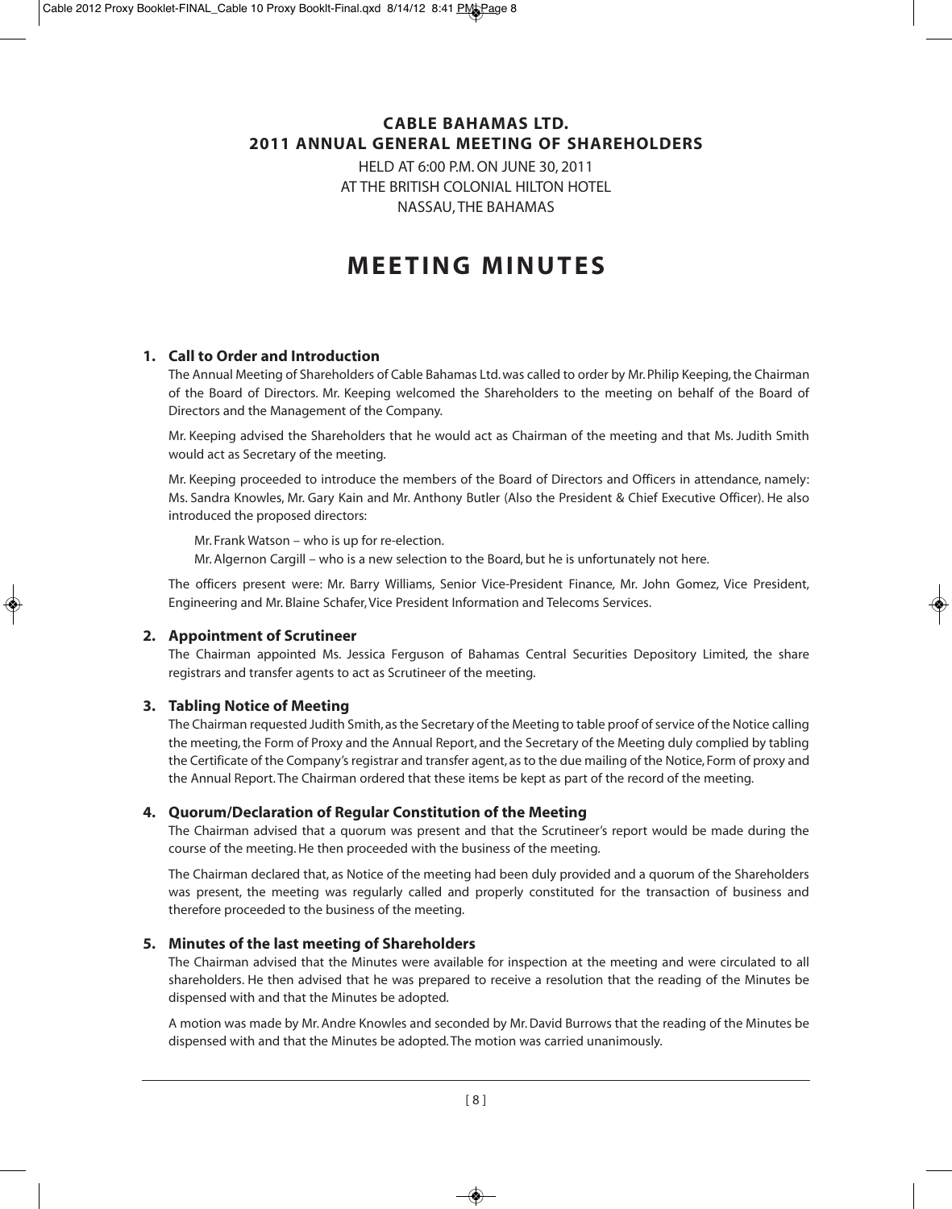# CABLE BAHAMAS LTD.
# 2011 ANNUAL GENERAL MEETING OF SHAREHOLDERS

HELD AT 6:00 P.M. ON JUNE 30, 2011
AT THE BRITISH COLONIAL HILTON HOTEL
NASSAU, THE BAHAMAS

# MEETING MINUTES

## 1. Call to Order and Introduction

The Annual Meeting of Shareholders of Cable Bahamas Ltd. was called to order by Mr. Philip Keeping, the Chairman of the Board of Directors. Mr. Keeping welcomed the Shareholders to the meeting on behalf of the Board of Directors and the Management of the Company.

Mr. Keeping advised the Shareholders that he would act as Chairman of the meeting and that Ms. Judith Smith would act as Secretary of the meeting.

Mr. Keeping proceeded to introduce the members of the Board of Directors and Officers in attendance, namely: Ms. Sandra Knowles, Mr. Gary Kain and Mr. Anthony Butler (Also the President & Chief Executive Officer). He also introduced the proposed directors:

Mr. Frank Watson – who is up for re-election.
Mr. Algernon Cargill – who is a new selection to the Board, but he is unfortunately not here.

The officers present were: Mr. Barry Williams, Senior Vice-President Finance, Mr. John Gomez, Vice President, Engineering and Mr. Blaine Schafer, Vice President Information and Telecoms Services.

## 2. Appointment of Scrutineer

The Chairman appointed Ms. Jessica Ferguson of Bahamas Central Securities Depository Limited, the share registrars and transfer agents to act as Scrutineer of the meeting.

## 3. Tabling Notice of Meeting

The Chairman requested Judith Smith, as the Secretary of the Meeting to table proof of service of the Notice calling the meeting, the Form of Proxy and the Annual Report, and the Secretary of the Meeting duly complied by tabling the Certificate of the Company's registrar and transfer agent, as to the due mailing of the Notice, Form of proxy and the Annual Report. The Chairman ordered that these items be kept as part of the record of the meeting.

## 4. Quorum/Declaration of Regular Constitution of the Meeting

The Chairman advised that a quorum was present and that the Scrutineer's report would be made during the course of the meeting. He then proceeded with the business of the meeting.

The Chairman declared that, as Notice of the meeting had been duly provided and a quorum of the Shareholders was present, the meeting was regularly called and properly constituted for the transaction of business and therefore proceeded to the business of the meeting.

## 5. Minutes of the last meeting of Shareholders

The Chairman advised that the Minutes were available for inspection at the meeting and were circulated to all shareholders. He then advised that he was prepared to receive a resolution that the reading of the Minutes be dispensed with and that the Minutes be adopted.

A motion was made by Mr. Andre Knowles and seconded by Mr. David Burrows that the reading of the Minutes be dispensed with and that the Minutes be adopted. The motion was carried unanimously.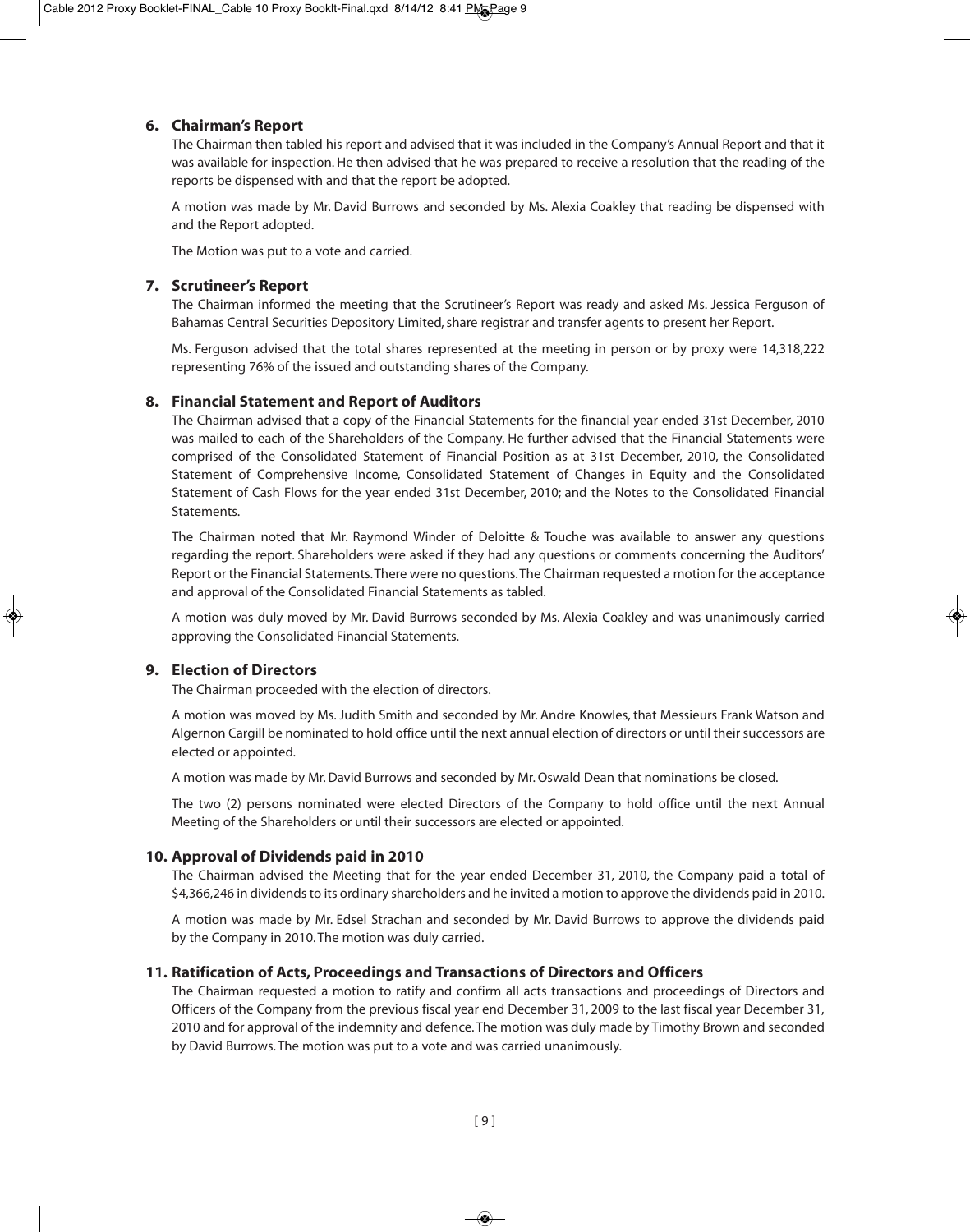## 6. Chairman's Report

The Chairman then tabled his report and advised that it was included in the Company's Annual Report and that it was available for inspection. He then advised that he was prepared to receive a resolution that the reading of the reports be dispensed with and that the report be adopted.

A motion was made by Mr. David Burrows and seconded by Ms. Alexia Coakley that reading be dispensed with and the Report adopted.

The Motion was put to a vote and carried.

## 7. Scrutineer's Report

The Chairman informed the meeting that the Scrutineer's Report was ready and asked Ms. Jessica Ferguson of Bahamas Central Securities Depository Limited, share registrar and transfer agents to present her Report.

Ms. Ferguson advised that the total shares represented at the meeting in person or by proxy were 14,318,222 representing 76% of the issued and outstanding shares of the Company.

## 8. Financial Statement and Report of Auditors

The Chairman advised that a copy of the Financial Statements for the financial year ended 31st December, 2010 was mailed to each of the Shareholders of the Company. He further advised that the Financial Statements were comprised of the Consolidated Statement of Financial Position as at 31st December, 2010, the Consolidated Statement of Comprehensive Income, Consolidated Statement of Changes in Equity and the Consolidated Statement of Cash Flows for the year ended 31st December, 2010; and the Notes to the Consolidated Financial Statements.

The Chairman noted that Mr. Raymond Winder of Deloitte & Touche was available to answer any questions regarding the report. Shareholders were asked if they had any questions or comments concerning the Auditors' Report or the Financial Statements. There were no questions. The Chairman requested a motion for the acceptance and approval of the Consolidated Financial Statements as tabled.

A motion was duly moved by Mr. David Burrows seconded by Ms. Alexia Coakley and was unanimously carried approving the Consolidated Financial Statements.

## 9. Election of Directors

The Chairman proceeded with the election of directors.

A motion was moved by Ms. Judith Smith and seconded by Mr. Andre Knowles, that Messieurs Frank Watson and Algernon Cargill be nominated to hold office until the next annual election of directors or until their successors are elected or appointed.

A motion was made by Mr. David Burrows and seconded by Mr. Oswald Dean that nominations be closed.

The two (2) persons nominated were elected Directors of the Company to hold office until the next Annual Meeting of the Shareholders or until their successors are elected or appointed.

## 10. Approval of Dividends paid in 2010

The Chairman advised the Meeting that for the year ended December 31, 2010, the Company paid a total of $4,366,246 in dividends to its ordinary shareholders and he invited a motion to approve the dividends paid in 2010.

A motion was made by Mr. Edsel Strachan and seconded by Mr. David Burrows to approve the dividends paid by the Company in 2010. The motion was duly carried.

## 11. Ratification of Acts, Proceedings and Transactions of Directors and Officers

The Chairman requested a motion to ratify and confirm all acts transactions and proceedings of Directors and Officers of the Company from the previous fiscal year end December 31, 2009 to the last fiscal year December 31, 2010 and for approval of the indemnity and defence. The motion was duly made by Timothy Brown and seconded by David Burrows. The motion was put to a vote and was carried unanimously.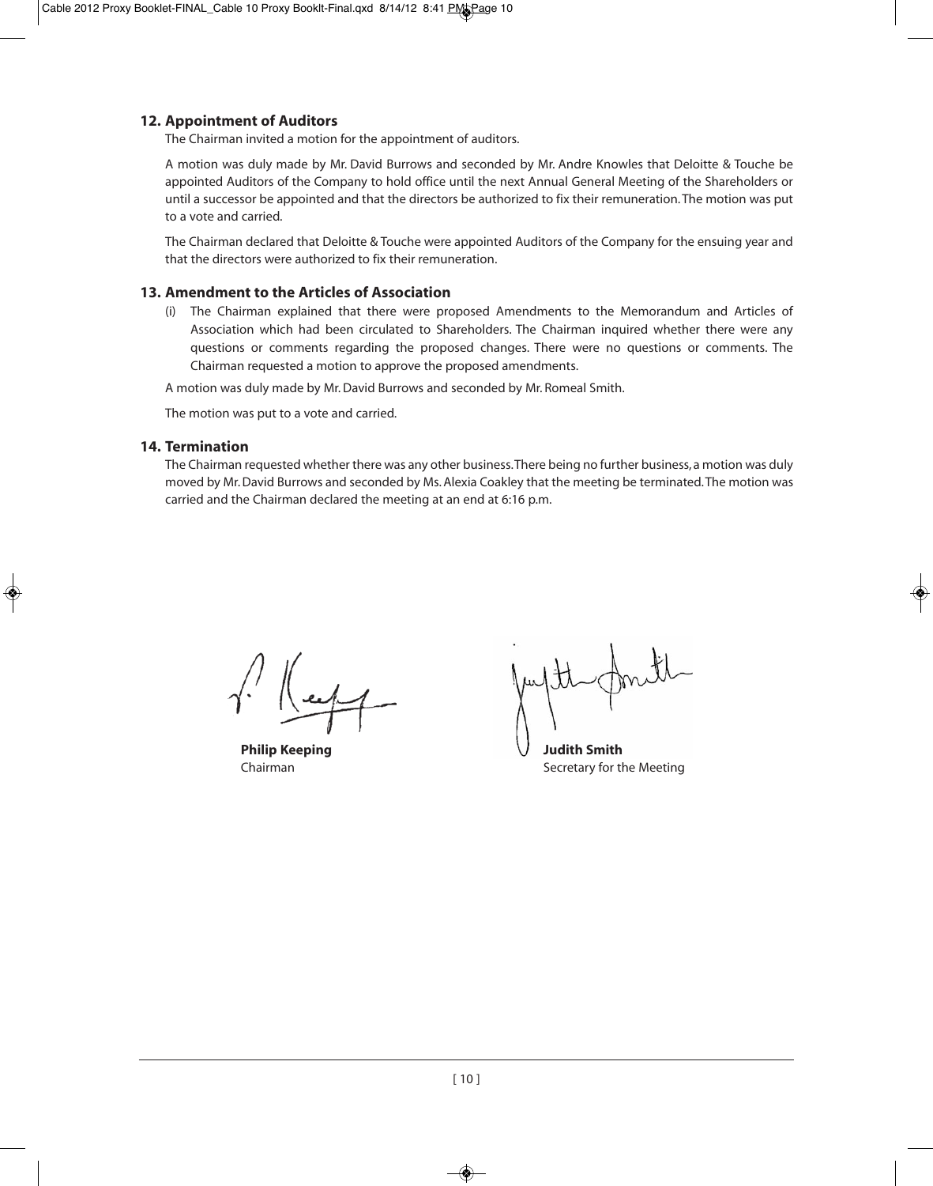## 12. Appointment of Auditors

The Chairman invited a motion for the appointment of auditors.

A motion was duly made by Mr. David Burrows and seconded by Mr. Andre Knowles that Deloitte & Touche be appointed Auditors of the Company to hold office until the next Annual General Meeting of the Shareholders or until a successor be appointed and that the directors be authorized to fix their remuneration. The motion was put to a vote and carried.

The Chairman declared that Deloitte & Touche were appointed Auditors of the Company for the ensuing year and that the directors were authorized to fix their remuneration.

## 13. Amendment to the Articles of Association

(i) The Chairman explained that there were proposed Amendments to the Memorandum and Articles of Association which had been circulated to Shareholders. The Chairman inquired whether there were any questions or comments regarding the proposed changes. There were no questions or comments. The Chairman requested a motion to approve the proposed amendments.

A motion was duly made by Mr. David Burrows and seconded by Mr. Romeal Smith.

The motion was put to a vote and carried.

## 14. Termination

The Chairman requested whether there was any other business. There being no further business, a motion was duly moved by Mr. David Burrows and seconded by Ms. Alexia Coakley that the meeting be terminated. The motion was carried and the Chairman declared the meeting at an end at 6:16 p.m.

**Philip Keeping**
Chairman

**Judith Smith**
Secretary for the Meeting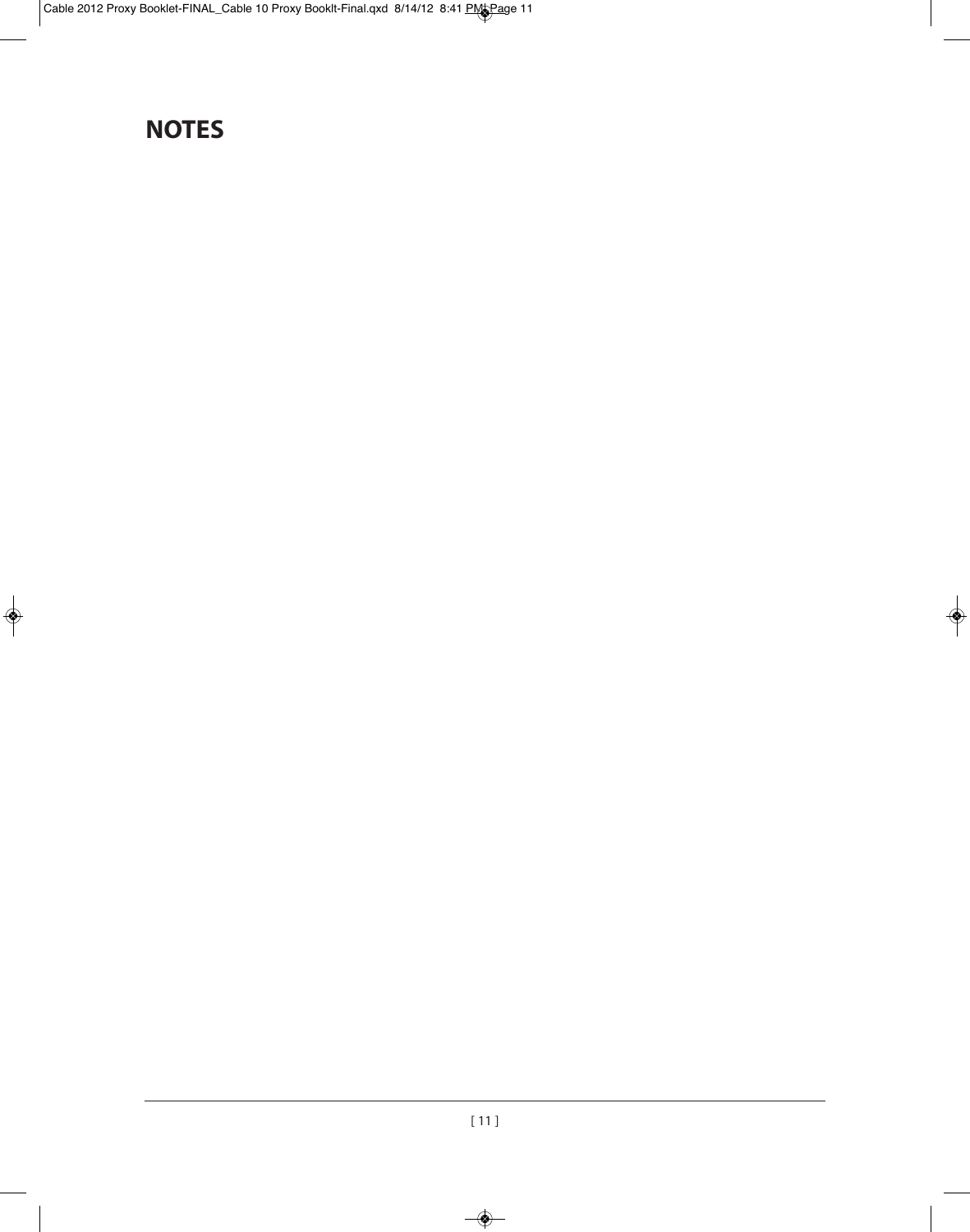## NOTES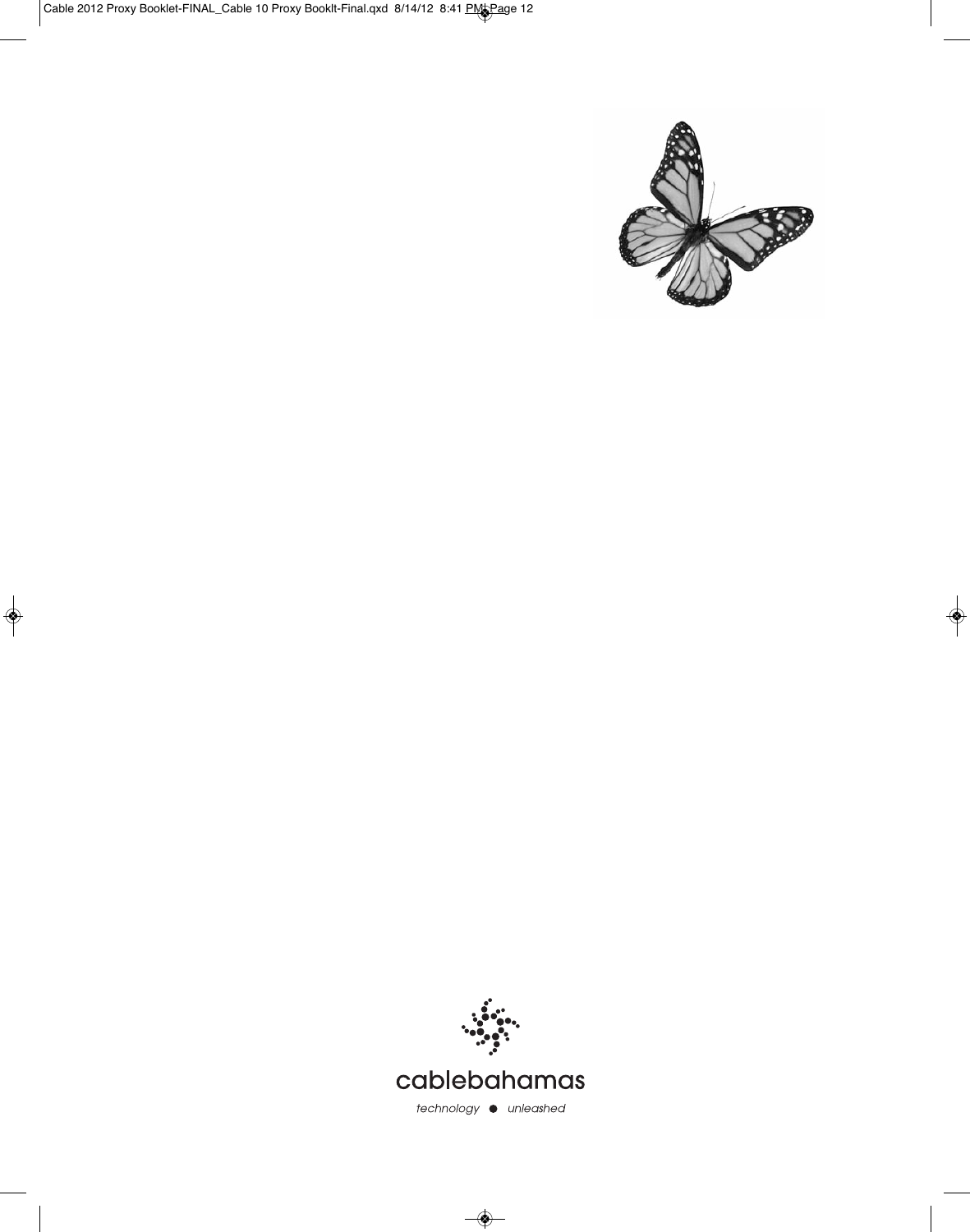cablebahamas

*technology • unleashed*